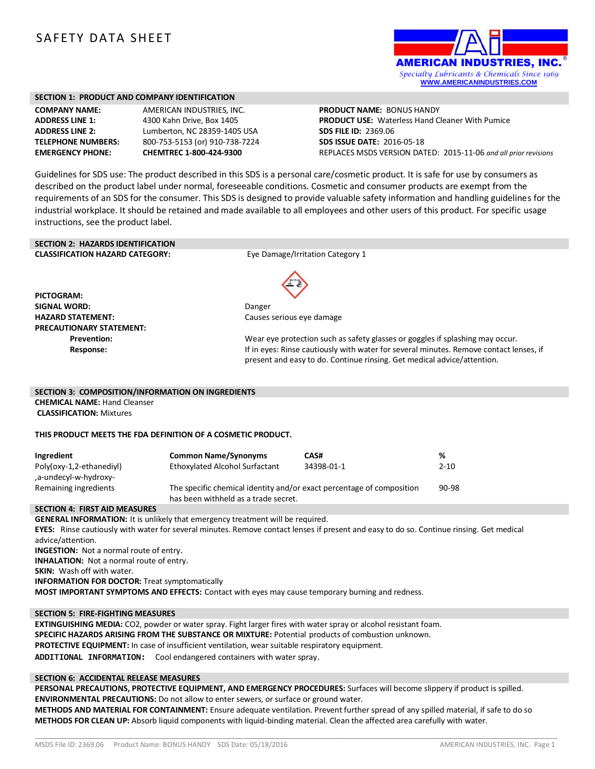# SAFETY DATA SHEET

AMERICAN INDUSTRIES, INC.®
Specialty Lubricants & Chemicals Since 1969
WWW.AMERICANINDUSTRIES.COM

## SECTION 1: PRODUCT AND COMPANY IDENTIFICATION

**COMPANY NAME:** AMERICAN INDUSTRIES, INC.
**ADDRESS LINE 1:** 4300 Kahn Drive, Box 1405
**ADDRESS LINE 2:** Lumberton, NC 28359-1405 USA
**TELEPHONE NUMBERS:** 800-753-5153 (or) 910-738-7224
**EMERGENCY PHONE:** **CHEMTREC 1-800-424-9300**

**PRODUCT NAME:** BONUS HANDY
**PRODUCT USE:** Waterless Hand Cleaner With Pumice
**SDS FILE ID:** 2369.06
**SDS ISSUE DATE:** 2016-05-18
REPLACES MSDS VERSION DATED: 2015-11-06 *and all prior revisions*

Guidelines for SDS use: The product described in this SDS is a personal care/cosmetic product. It is safe for use by consumers as described on the product label under normal, foreseeable conditions. Cosmetic and consumer products are exempt from the requirements of an SDS for the consumer. This SDS is designed to provide valuable safety information and handling guidelines for the industrial workplace. It should be retained and made available to all employees and other users of this product. For specific usage instructions, see the product label.

## SECTION 2: HAZARDS IDENTIFICATION

**CLASSIFICATION HAZARD CATEGORY:** Eye Damage/Irritation Category 1

**PICTOGRAM:**

**SIGNAL WORD:** Danger

**HAZARD STATEMENT:** Causes serious eye damage

**PRECAUTIONARY STATEMENT:**

- **Prevention:** Wear eye protection such as safety glasses or goggles if splashing may occur.
- **Response:** If in eyes: Rinse cautiously with water for several minutes. Remove contact lenses, if present and easy to do. Continue rinsing. Get medical advice/attention.

## SECTION 3: COMPOSITION/INFORMATION ON INGREDIENTS

**CHEMICAL NAME:** Hand Cleanser
**CLASSIFICATION:** Mixtures

**THIS PRODUCT MEETS THE FDA DEFINITION OF A COSMETIC PRODUCT.**

| Ingredient | Common Name/Synonyms | CAS# | % |
|---|---|---|---|
| Poly(oxy-1,2-ethanediyl) ,a-undecyl-w-hydroxy- | Ethoxylated Alcohol Surfactant | 34398-01-1 | 2-10 |
| Remaining ingredients | The specific chemical identity and/or exact percentage of composition has been withheld as a trade secret. | | 90-98 |

## SECTION 4: FIRST AID MEASURES

**GENERAL INFORMATION:** It is unlikely that emergency treatment will be required.
**EYES:** Rinse cautiously with water for several minutes. Remove contact lenses if present and easy to do so. Continue rinsing. Get medical advice/attention.
**INGESTION:** Not a normal route of entry.
**INHALATION:** Not a normal route of entry.
**SKIN:** Wash off with water.
**INFORMATION FOR DOCTOR:** Treat symptomatically
**MOST IMPORTANT SYMPTOMS AND EFFECTS:** Contact with eyes may cause temporary burning and redness.

## SECTION 5: FIRE-FIGHTING MEASURES

**EXTINGUISHING MEDIA:** CO2, powder or water spray. Fight larger fires with water spray or alcohol resistant foam.
**SPECIFIC HAZARDS ARISING FROM THE SUBSTANCE OR MIXTURE:** Potential products of combustion unknown.
**PROTECTIVE EQUIPMENT:** In case of insufficient ventilation, wear suitable respiratory equipment.
**ADDITIONAL INFORMATION:** Cool endangered containers with water spray.

## SECTION 6: ACCIDENTAL RELEASE MEASURES

**PERSONAL PRECAUTIONS, PROTECTIVE EQUIPMENT, AND EMERGENCY PROCEDURES:** Surfaces will become slippery if product is spilled.
**ENVIRONMENTAL PRECAUTIONS:** Do not allow to enter sewers, or surface or ground water.
**METHODS AND MATERIAL FOR CONTAINMENT:** Ensure adequate ventilation. Prevent further spread of any spilled material, if safe to do so
**METHODS FOR CLEAN UP:** Absorb liquid components with liquid-binding material. Clean the affected area carefully with water.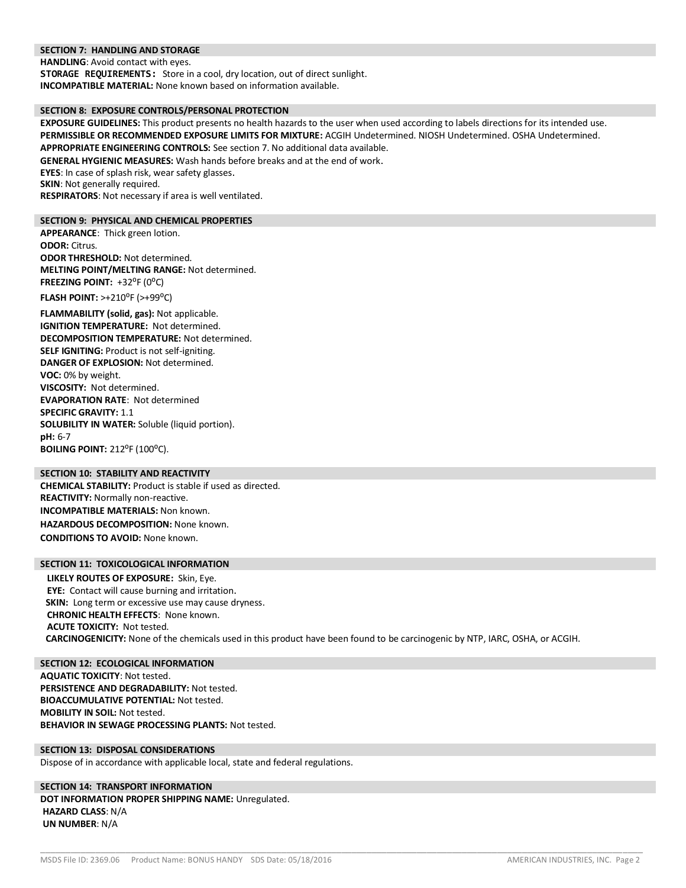## SECTION 7: HANDLING AND STORAGE

**HANDLING**: Avoid contact with eyes.
**STORAGE REQUIREMENTS:** Store in a cool, dry location, out of direct sunlight.
**INCOMPATIBLE MATERIAL:** None known based on information available.

## SECTION 8: EXPOSURE CONTROLS/PERSONAL PROTECTION

**EXPOSURE GUIDELINES:** This product presents no health hazards to the user when used according to labels directions for its intended use.
**PERMISSIBLE OR RECOMMENDED EXPOSURE LIMITS FOR MIXTURE:** ACGIH Undetermined. NIOSH Undetermined. OSHA Undetermined.
**APPROPRIATE ENGINEERING CONTROLS:** See section 7. No additional data available.
**GENERAL HYGIENIC MEASURES:** Wash hands before breaks and at the end of work.
**EYES**: In case of splash risk, wear safety glasses.
**SKIN**: Not generally required.
**RESPIRATORS**: Not necessary if area is well ventilated.

## SECTION 9: PHYSICAL AND CHEMICAL PROPERTIES

**APPEARANCE**: Thick green lotion.
**ODOR:** Citrus.
**ODOR THRESHOLD:** Not determined.
**MELTING POINT/MELTING RANGE:** Not determined.
**FREEZING POINT:** +32°F (0°C)
**FLASH POINT:** >+210°F (>+99°C)
**FLAMMABILITY (solid, gas):** Not applicable.
**IGNITION TEMPERATURE:** Not determined.
**DECOMPOSITION TEMPERATURE:** Not determined.
**SELF IGNITING:** Product is not self-igniting.
**DANGER OF EXPLOSION:** Not determined.
**VOC:** 0% by weight.
**VISCOSITY:** Not determined.
**EVAPORATION RATE**: Not determined
**SPECIFIC GRAVITY:** 1.1
**SOLUBILITY IN WATER:** Soluble (liquid portion).
**pH:** 6-7
**BOILING POINT:** 212°F (100°C).

## SECTION 10: STABILITY AND REACTIVITY

**CHEMICAL STABILITY:** Product is stable if used as directed.
**REACTIVITY:** Normally non-reactive.
**INCOMPATIBLE MATERIALS:** Non known.
**HAZARDOUS DECOMPOSITION:** None known.
**CONDITIONS TO AVOID:** None known.

## SECTION 11: TOXICOLOGICAL INFORMATION

**LIKELY ROUTES OF EXPOSURE:** Skin, Eye.
**EYE:** Contact will cause burning and irritation.
**SKIN:** Long term or excessive use may cause dryness.
**CHRONIC HEALTH EFFECTS**: None known.
**ACUTE TOXICITY:** Not tested.
**CARCINOGENICITY:** None of the chemicals used in this product have been found to be carcinogenic by NTP, IARC, OSHA, or ACGIH.

## SECTION 12: ECOLOGICAL INFORMATION

**AQUATIC TOXICITY**: Not tested.
**PERSISTENCE AND DEGRADABILITY:** Not tested.
**BIOACCUMULATIVE POTENTIAL:** Not tested.
**MOBILITY IN SOIL:** Not tested.
**BEHAVIOR IN SEWAGE PROCESSING PLANTS:** Not tested.

## SECTION 13: DISPOSAL CONSIDERATIONS

Dispose of in accordance with applicable local, state and federal regulations.

## SECTION 14: TRANSPORT INFORMATION

**DOT INFORMATION PROPER SHIPPING NAME:** Unregulated.
**HAZARD CLASS**: N/A
**UN NUMBER**: N/A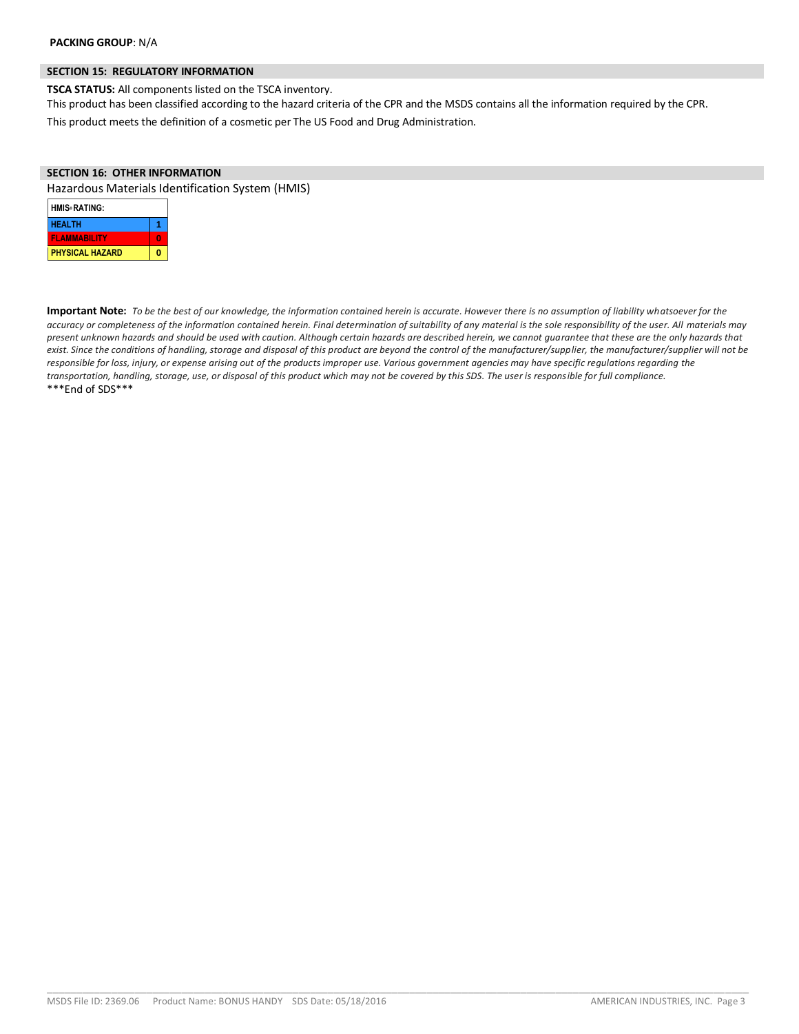**PACKING GROUP**: N/A

## SECTION 15: REGULATORY INFORMATION

**TSCA STATUS:** All components listed on the TSCA inventory.

This product has been classified according to the hazard criteria of the CPR and the MSDS contains all the information required by the CPR.

This product meets the definition of a cosmetic per The US Food and Drug Administration.

## SECTION 16: OTHER INFORMATION

Hazardous Materials Identification System (HMIS)

| HMIS® RATING: | |
|---|---|
| HEALTH | 1 |
| FLAMMABILITY | 0 |
| PHYSICAL HAZARD | 0 |

**Important Note:** *To be the best of our knowledge, the information contained herein is accurate. However there is no assumption of liability whatsoever for the accuracy or completeness of the information contained herein. Final determination of suitability of any material is the sole responsibility of the user. All materials may present unknown hazards and should be used with caution. Although certain hazards are described herein, we cannot guarantee that these are the only hazards that exist. Since the conditions of handling, storage and disposal of this product are beyond the control of the manufacturer/supplier, the manufacturer/supplier will not be responsible for loss, injury, or expense arising out of the products improper use. Various government agencies may have specific regulations regarding the transportation, handling, storage, use, or disposal of this product which may not be covered by this SDS. The user is responsible for full compliance.*

***End of SDS***